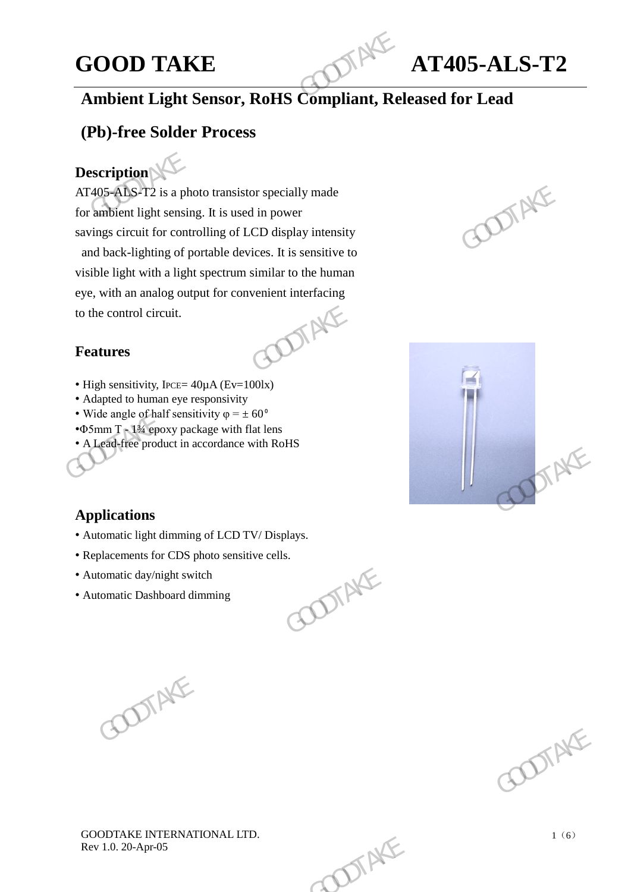# GOOD TAKE AT405-ALS-T2

## Ambient Light Sensor, RoHS Compliant, Released for Lead (Pb)-free Solder Process

### Description

AT405-ALS-T2 is a photo transistor specially made for ambient light sensing. It is used in power savings circuit for controlling of LCD display intensity and back-lighting of portable devices. It is sensitive to visible light with a light spectrum similar to the human eye, with an analog output for convenient interfacing to the control circuit.

### Features

- High sensitivity, $I_{PCE}$= 40μA (Ev=100lx)
- Adapted to human eye responsivity
- Wide angle of half sensitivity φ = ± 60°
- Φ5mm T - 1¾ epoxy package with flat lens
- A Lead-free product in accordance with RoHS

### Applications

- Automatic light dimming of LCD TV/ Displays.
- Replacements for CDS photo sensitive cells.
- Automatic day/night switch
- Automatic Dashboard dimming

GOODTAKE INTERNATIONAL LTD.
Rev 1.0. 20-Apr-05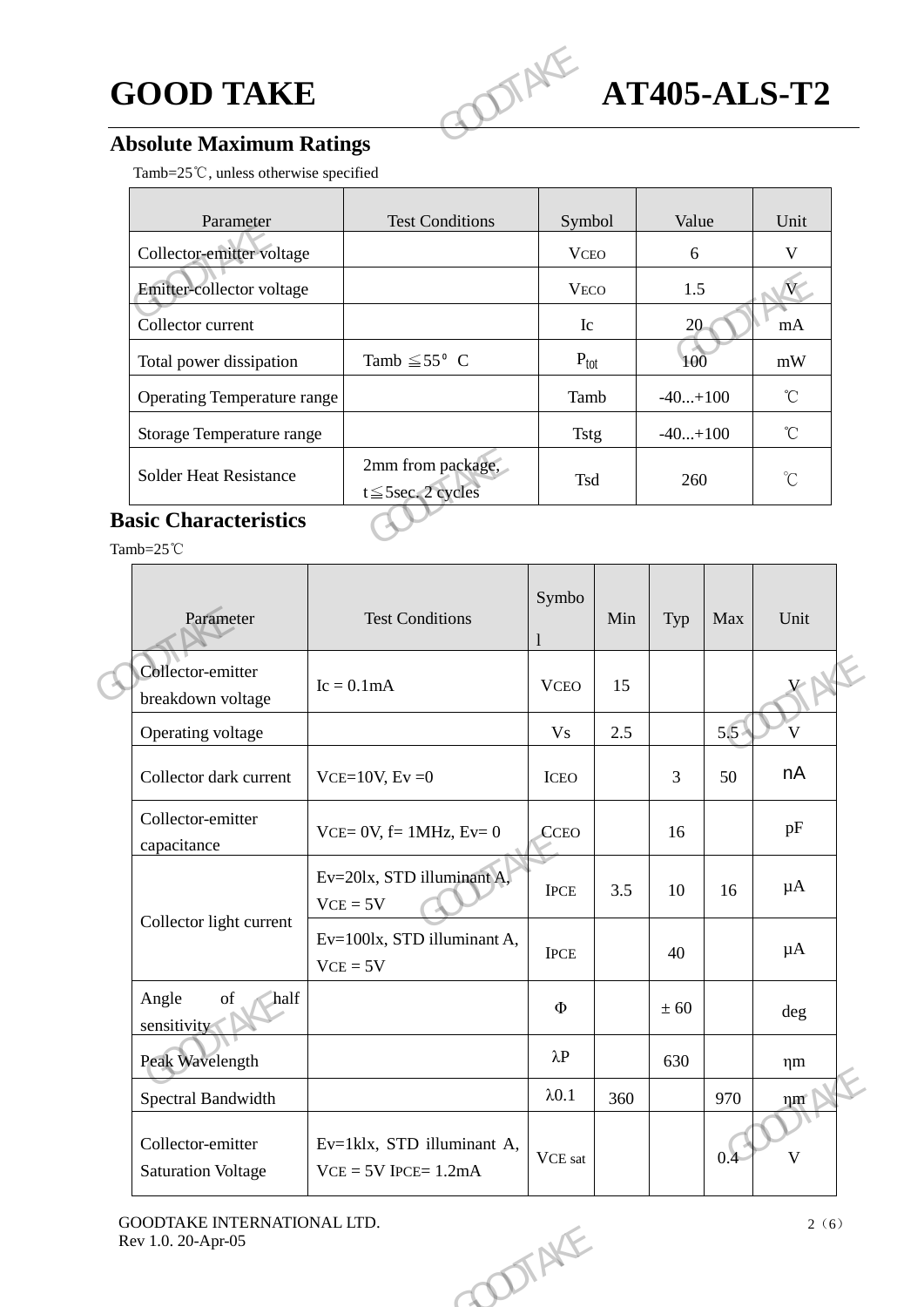## Absolute Maximum Ratings

Tamb=25℃, unless otherwise specified

| Parameter | Test Conditions | Symbol | Value | Unit |
|---|---|---|---|---|
| Collector-emitter voltage | | $V_{CEO}$ | 6 | V |
| Emitter-collector voltage | | $V_{ECO}$ | 1.5 | V |
| Collector current | | Ic | 20 | mA |
| Total power dissipation | Tamb ≦55° C | $P_{tot}$ | 100 | mW |
| Operating Temperature range | | Tamb | -40...+100 | ℃ |
| Storage Temperature range | | Tstg | -40...+100 | ℃ |
| Solder Heat Resistance | 2mm from package, t≦5sec. 2 cycles | Tsd | 260 | ℃ |

## Basic Characteristics

Tamb=25℃

| Parameter | Test Conditions | Symbol | Min | Typ | Max | Unit |
|---|---|---|---|---|---|---|
| Collector-emitter breakdown voltage | Ic = 0.1mA | $V_{CEO}$ | 15 | | | V |
| Operating voltage | | Vs | 2.5 | | 5.5 | V |
| Collector dark current | $V_{CE}$=10V, Ev =0 | $I_{CEO}$ | | 3 | 50 | nA |
| Collector-emitter capacitance | $V_{CE}$= 0V, f= 1MHz, Ev= 0 | $C_{CEO}$ | | 16 | | pF |
| Collector light current | Ev=20lx, STD illuminant A, $V_{CE}$ = 5V | $I_{PCE}$ | 3.5 | 10 | 16 | μA |
| | Ev=100lx, STD illuminant A, $V_{CE}$ = 5V | $I_{PCE}$ | | 40 | | μA |
| Angle of half sensitivity | | Φ | | ± 60 | | deg |
| Peak Wavelength | | λP | | 630 | | ηm |
| Spectral Bandwidth | | λ0.1 | 360 | | 970 | ηm |
| Collector-emitter Saturation Voltage | Ev=1klx, STD illuminant A, $V_{CE}$ = 5V $I_{PCE}$= 1.2mA | $V_{CE\,sat}$ | | | 0.4 | V |

GOODTAKE INTERNATIONAL LTD.
Rev 1.0. 20-Apr-05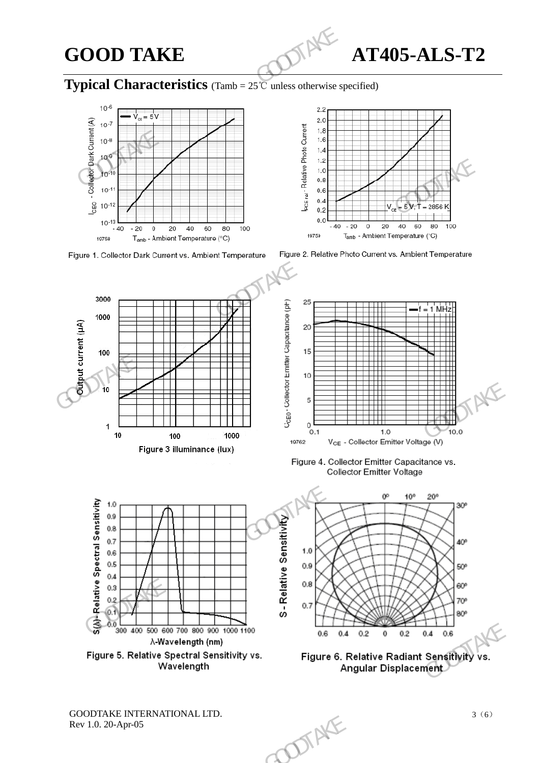## Typical Characteristics (Tamb = 25℃ unless otherwise specified)

Figure 1. Collector Dark Current vs. Ambient Temperature

Figure 2. Relative Photo Current vs. Ambient Temperature

Figure 3 illuminance (lux)

Figure 4. Collector Emitter Capacitance vs. Collector Emitter Voltage

Figure 5. Relative Spectral Sensitivity vs. Wavelength

Figure 6. Relative Radiant Sensitivity vs. Angular Displacement

GOODTAKE INTERNATIONAL LTD.
Rev 1.0. 20-Apr-05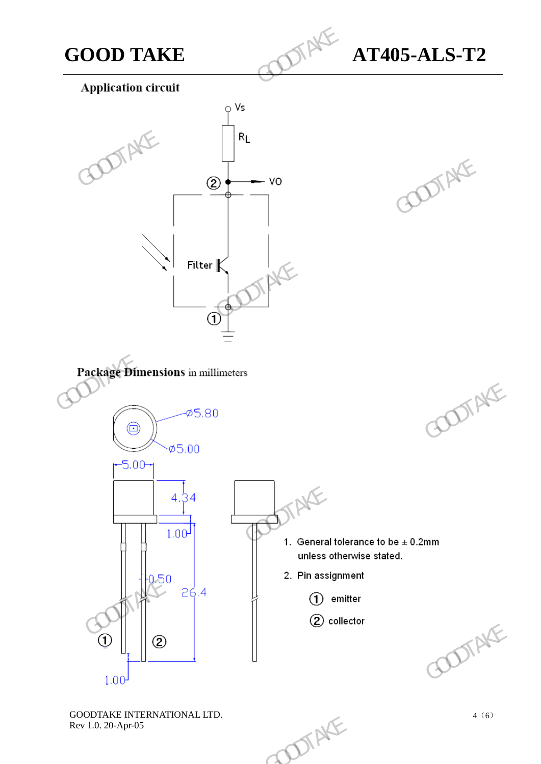## Application circuit

Vs

$R_L$

②

VO

Filter

①

## Package Dimensions in millimeters

Ø5.80

Ø5.00

5.00

4.34

1.00

0.50

26.4

1.00

①

②

1. General tolerance to be ± 0.2mm unless otherwise stated.
2. Pin assignment

   ① emitter

   ② collector

GOODTAKE INTERNATIONAL LTD.
Rev 1.0. 20-Apr-05